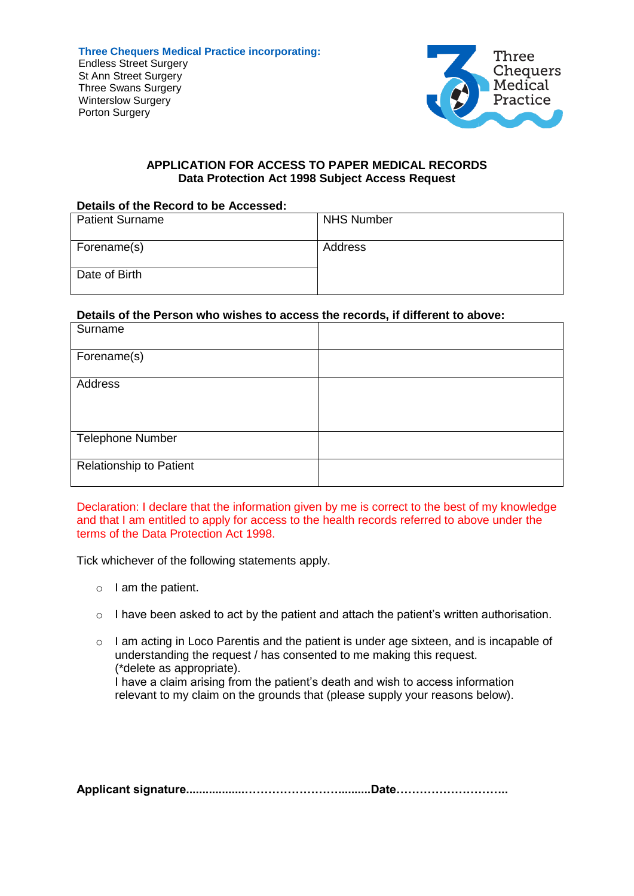**Three Chequers Medical Practice incorporating:**
Endless Street Surgery
St Ann Street Surgery
Three Swans Surgery
Winterslow Surgery
Porton Surgery

Three Chequers Medical Practice

## APPLICATION FOR ACCESS TO PAPER MEDICAL RECORDS
### Data Protection Act 1998 Subject Access Request

**Details of the Record to be Accessed:**

| Patient Surname | NHS Number |
|---|---|
| Forename(s) | Address |
| Date of Birth | |

**Details of the Person who wishes to access the records, if different to above:**

| | |
|---|---|
| Surname | |
| Forename(s) | |
| Address | |
| Telephone Number | |
| Relationship to Patient | |

Declaration: I declare that the information given by me is correct to the best of my knowledge and that I am entitled to apply for access to the health records referred to above under the terms of the Data Protection Act 1998.

Tick whichever of the following statements apply.

- I am the patient.
- I have been asked to act by the patient and attach the patient's written authorisation.
- I am acting in Loco Parentis and the patient is under age sixteen, and is incapable of understanding the request / has consented to me making this request. (*delete as appropriate).
  I have a claim arising from the patient's death and wish to access information relevant to my claim on the grounds that (please supply your reasons below).

**Applicant signature.........................................................Date...............................**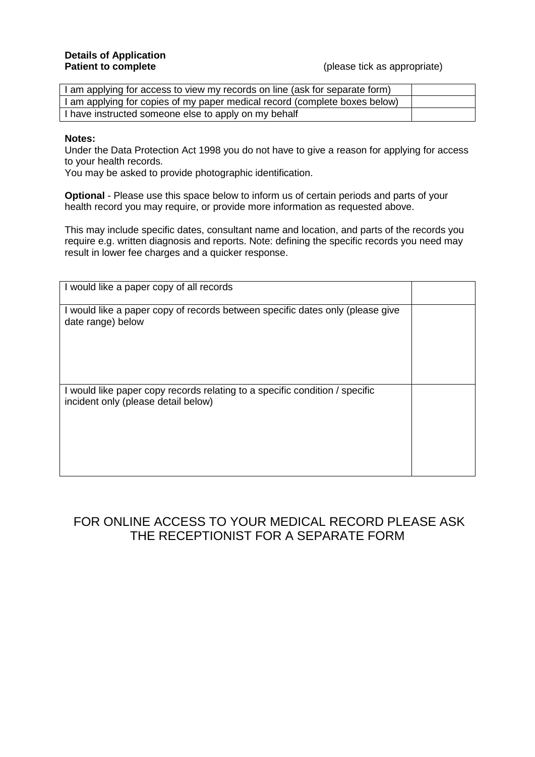**Details of Application**
**Patient to complete** (please tick as appropriate)

| | |
|---|---|
| I am applying for access to view my records on line (ask for separate form) | |
| I am applying for copies of my paper medical record (complete boxes below) | |
| I have instructed someone else to apply on my behalf | |

**Notes:**
Under the Data Protection Act 1998 you do not have to give a reason for applying for access to your health records.
You may be asked to provide photographic identification.

**Optional** - Please use this space below to inform us of certain periods and parts of your health record you may require, or provide more information as requested above.

This may include specific dates, consultant name and location, and parts of the records you require e.g. written diagnosis and reports. Note: defining the specific records you need may result in lower fee charges and a quicker response.

| | |
|---|---|
| I would like a paper copy of all records | |
| I would like a paper copy of records between specific dates only (please give date range) below | |
| I would like paper copy records relating to a specific condition / specific incident only (please detail below) | |

FOR ONLINE ACCESS TO YOUR MEDICAL RECORD PLEASE ASK THE RECEPTIONIST FOR A SEPARATE FORM